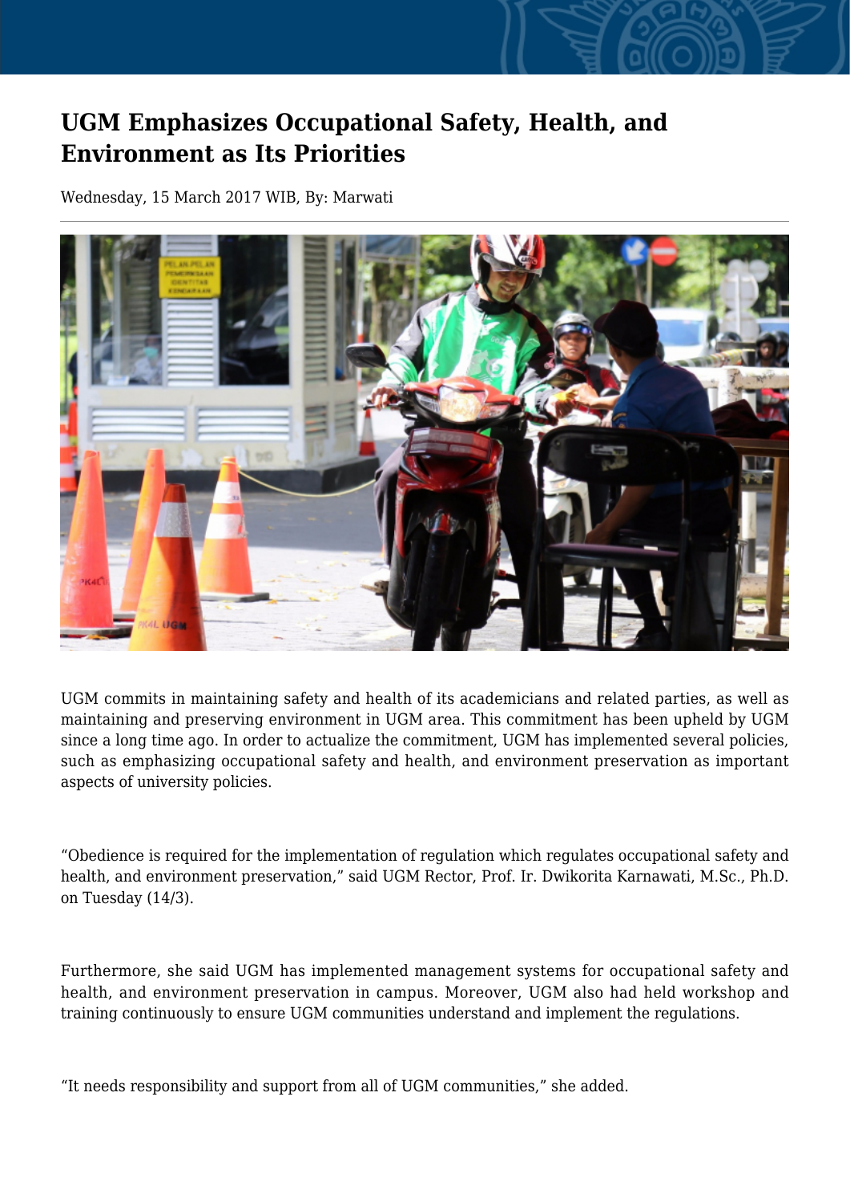# UGM Emphasizes Occupational Safety, Health, and Environment as Its Priorities

Wednesday, 15 March 2017 WIB, By: Marwati

UGM commits in maintaining safety and health of its academicians and related parties, as well as maintaining and preserving environment in UGM area. This commitment has been upheld by UGM since a long time ago. In order to actualize the commitment, UGM has implemented several policies, such as emphasizing occupational safety and health, and environment preservation as important aspects of university policies.

"Obedience is required for the implementation of regulation which regulates occupational safety and health, and environment preservation," said UGM Rector, Prof. Ir. Dwikorita Karnawati, M.Sc., Ph.D. on Tuesday (14/3).

Furthermore, she said UGM has implemented management systems for occupational safety and health, and environment preservation in campus. Moreover, UGM also had held workshop and training continuously to ensure UGM communities understand and implement the regulations.

"It needs responsibility and support from all of UGM communities," she added.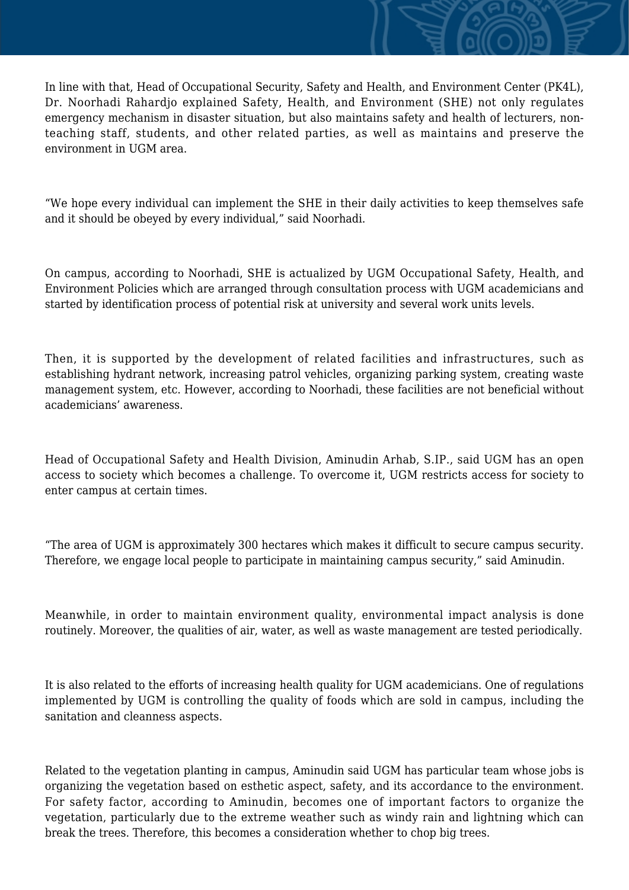In line with that, Head of Occupational Security, Safety and Health, and Environment Center (PK4L), Dr. Noorhadi Rahardjo explained Safety, Health, and Environment (SHE) not only regulates emergency mechanism in disaster situation, but also maintains safety and health of lecturers, non-teaching staff, students, and other related parties, as well as maintains and preserve the environment in UGM area.

“We hope every individual can implement the SHE in their daily activities to keep themselves safe and it should be obeyed by every individual,” said Noorhadi.

On campus, according to Noorhadi, SHE is actualized by UGM Occupational Safety, Health, and Environment Policies which are arranged through consultation process with UGM academicians and started by identification process of potential risk at university and several work units levels.

Then, it is supported by the development of related facilities and infrastructures, such as establishing hydrant network, increasing patrol vehicles, organizing parking system, creating waste management system, etc. However, according to Noorhadi, these facilities are not beneficial without academicians’ awareness.

Head of Occupational Safety and Health Division, Aminudin Arhab, S.IP., said UGM has an open access to society which becomes a challenge. To overcome it, UGM restricts access for society to enter campus at certain times.

“The area of UGM is approximately 300 hectares which makes it difficult to secure campus security. Therefore, we engage local people to participate in maintaining campus security,” said Aminudin.

Meanwhile, in order to maintain environment quality, environmental impact analysis is done routinely. Moreover, the qualities of air, water, as well as waste management are tested periodically.

It is also related to the efforts of increasing health quality for UGM academicians. One of regulations implemented by UGM is controlling the quality of foods which are sold in campus, including the sanitation and cleanness aspects.

Related to the vegetation planting in campus, Aminudin said UGM has particular team whose jobs is organizing the vegetation based on esthetic aspect, safety, and its accordance to the environment. For safety factor, according to Aminudin, becomes one of important factors to organize the vegetation, particularly due to the extreme weather such as windy rain and lightning which can break the trees. Therefore, this becomes a consideration whether to chop big trees.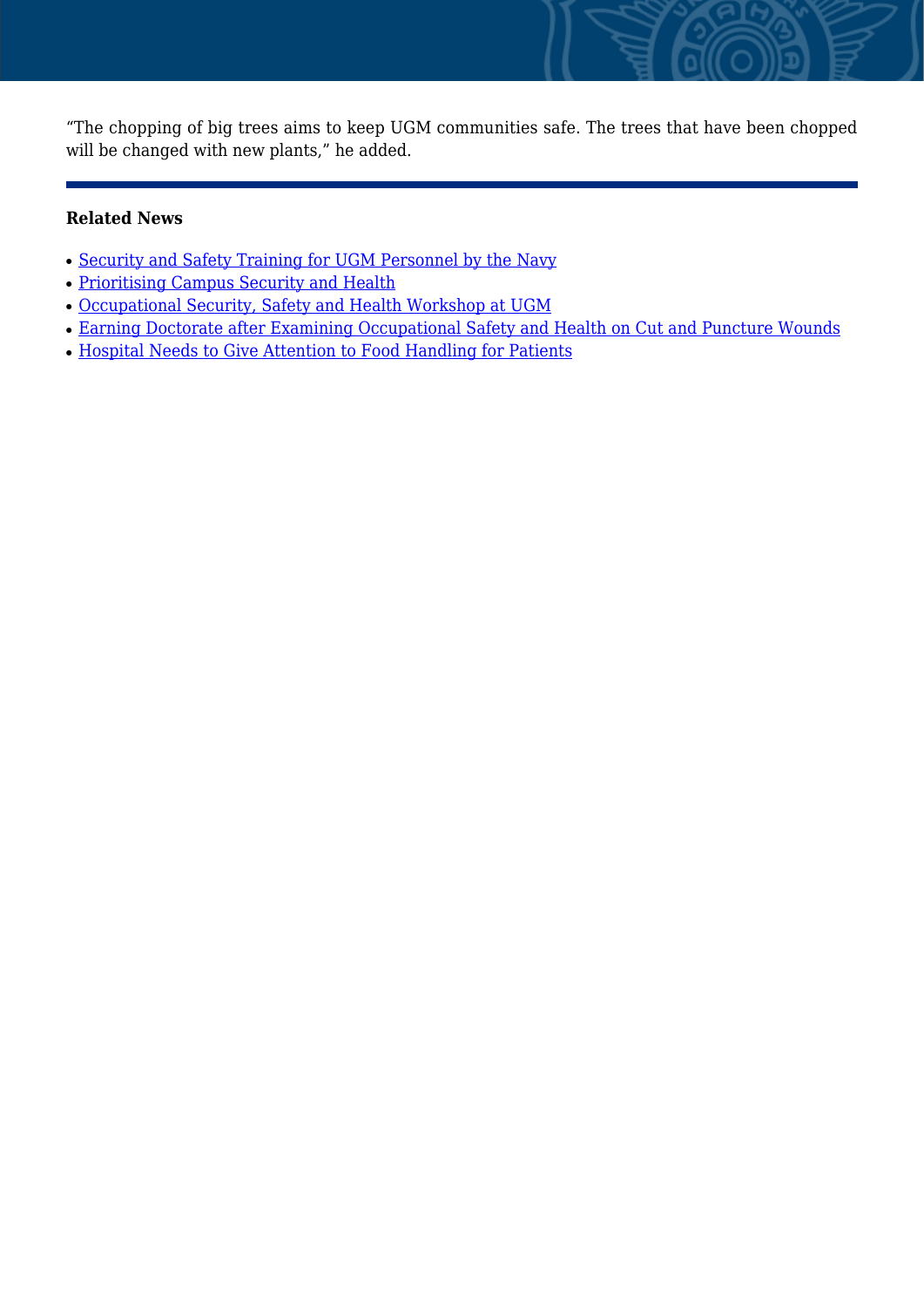"The chopping of big trees aims to keep UGM communities safe. The trees that have been chopped will be changed with new plants," he added.

---

**Related News**

- Security and Safety Training for UGM Personnel by the Navy
- Prioritising Campus Security and Health
- Occupational Security, Safety and Health Workshop at UGM
- Earning Doctorate after Examining Occupational Safety and Health on Cut and Puncture Wounds
- Hospital Needs to Give Attention to Food Handling for Patients